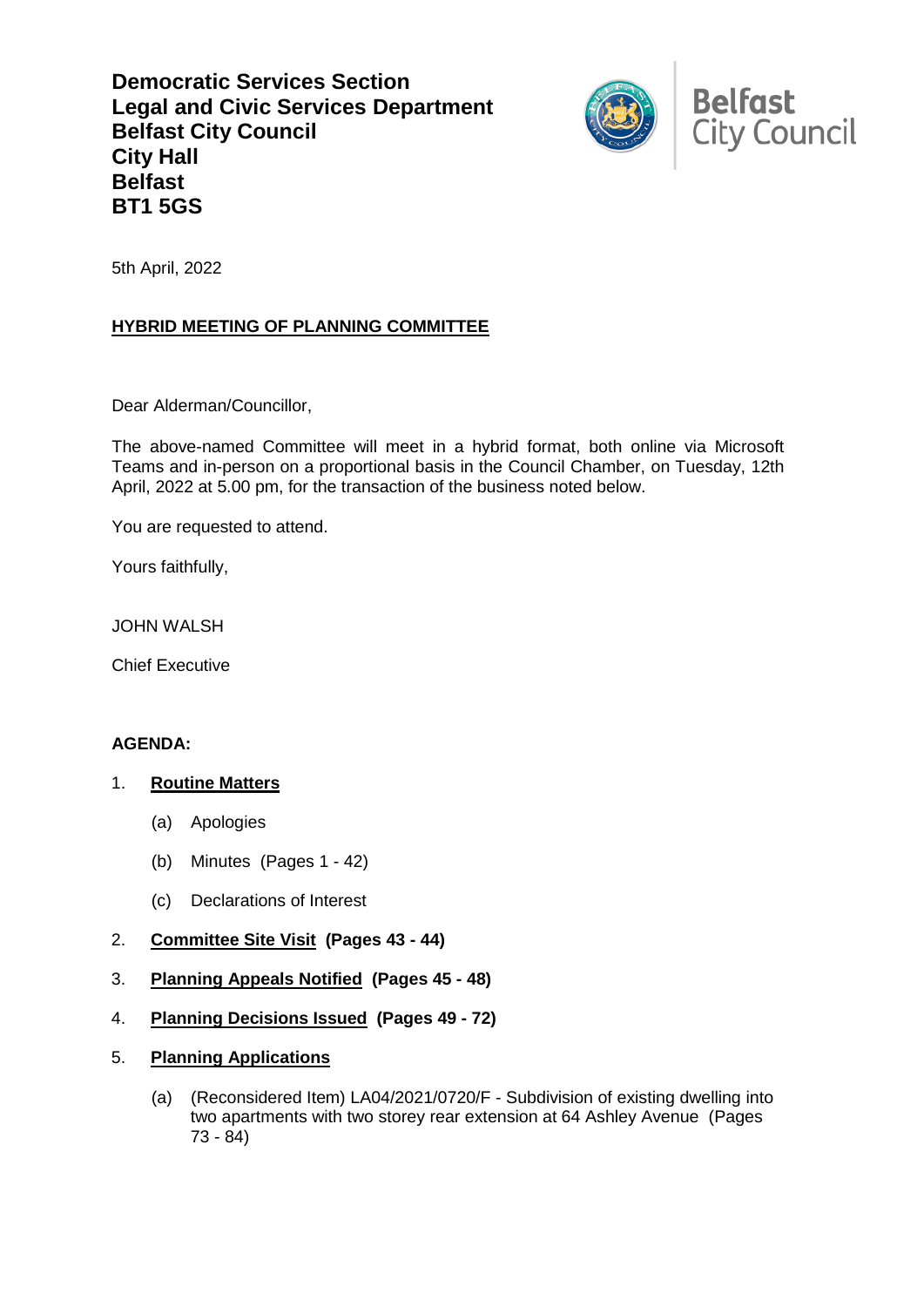**Democratic Services Section**
**Legal and Civic Services Department**
**Belfast City Council**
**City Hall**
**Belfast**
**BT1 5GS**

Belfast City Council

5th April, 2022

## HYBRID MEETING OF PLANNING COMMITTEE

Dear Alderman/Councillor,

The above-named Committee will meet in a hybrid format, both online via Microsoft Teams and in-person on a proportional basis in the Council Chamber, on Tuesday, 12th April, 2022 at 5.00 pm, for the transaction of the business noted below.

You are requested to attend.

Yours faithfully,

JOHN WALSH

Chief Executive

**AGENDA:**

1. **Routine Matters**
   - (a) Apologies
   - (b) Minutes (Pages 1 - 42)
   - (c) Declarations of Interest
2. **Committee Site Visit (Pages 43 - 44)**
3. **Planning Appeals Notified (Pages 45 - 48)**
4. **Planning Decisions Issued (Pages 49 - 72)**
5. **Planning Applications**
   - (a) (Reconsidered Item) LA04/2021/0720/F - Subdivision of existing dwelling into two apartments with two storey rear extension at 64 Ashley Avenue (Pages 73 - 84)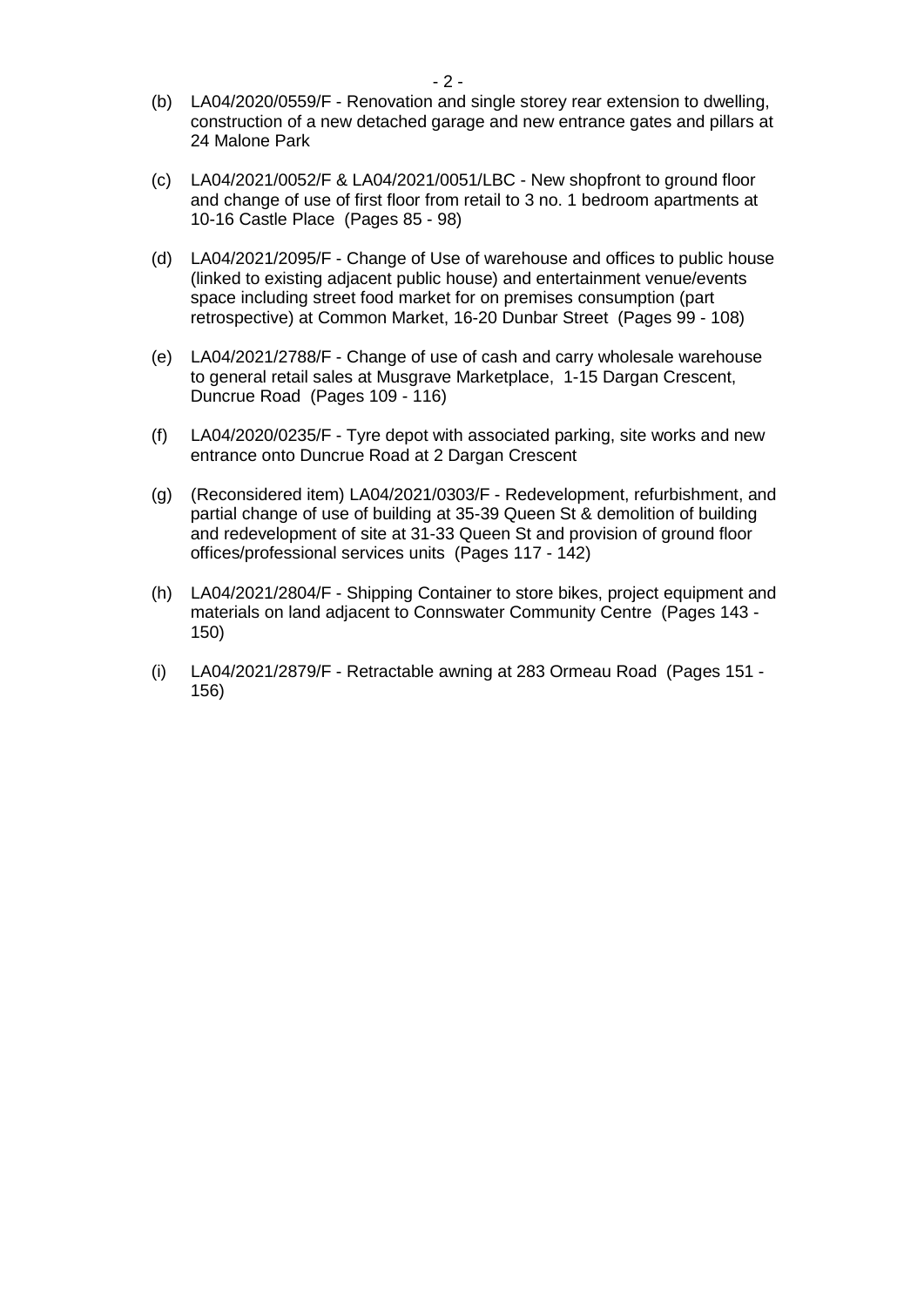(b) LA04/2020/0559/F - Renovation and single storey rear extension to dwelling, construction of a new detached garage and new entrance gates and pillars at 24 Malone Park

(c) LA04/2021/0052/F & LA04/2021/0051/LBC - New shopfront to ground floor and change of use of first floor from retail to 3 no. 1 bedroom apartments at 10-16 Castle Place (Pages 85 - 98)

(d) LA04/2021/2095/F - Change of Use of warehouse and offices to public house (linked to existing adjacent public house) and entertainment venue/events space including street food market for on premises consumption (part retrospective) at Common Market, 16-20 Dunbar Street (Pages 99 - 108)

(e) LA04/2021/2788/F - Change of use of cash and carry wholesale warehouse to general retail sales at Musgrave Marketplace, 1-15 Dargan Crescent, Duncrue Road (Pages 109 - 116)

(f) LA04/2020/0235/F - Tyre depot with associated parking, site works and new entrance onto Duncrue Road at 2 Dargan Crescent

(g) (Reconsidered item) LA04/2021/0303/F - Redevelopment, refurbishment, and partial change of use of building at 35-39 Queen St & demolition of building and redevelopment of site at 31-33 Queen St and provision of ground floor offices/professional services units (Pages 117 - 142)

(h) LA04/2021/2804/F - Shipping Container to store bikes, project equipment and materials on land adjacent to Connswater Community Centre (Pages 143 - 150)

(i) LA04/2021/2879/F - Retractable awning at 283 Ormeau Road (Pages 151 - 156)